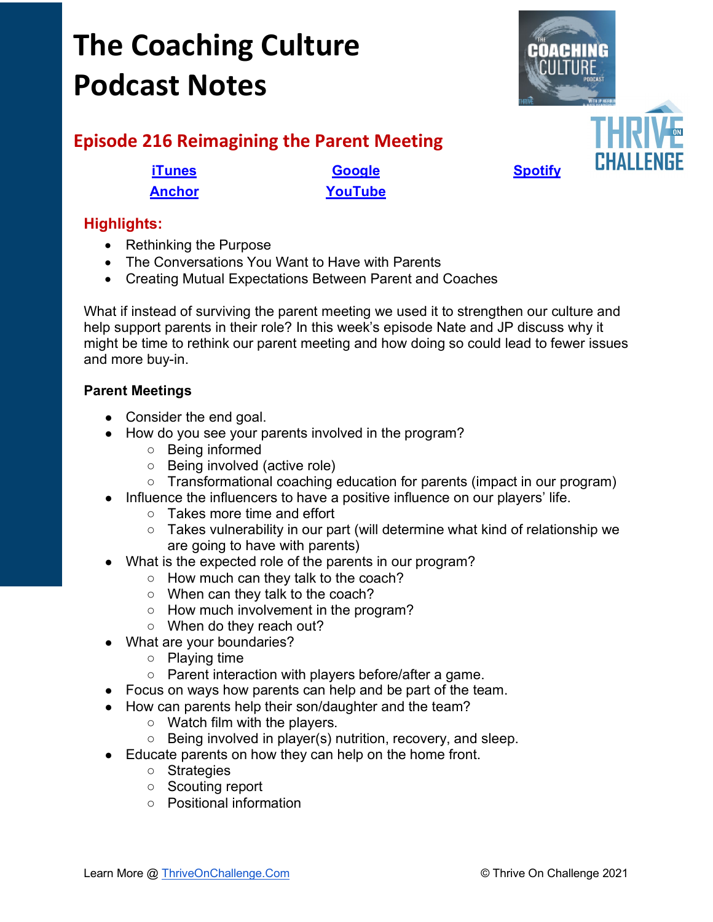# The Coaching Culture Podcast Notes

## Episode 216 Reimagining the Parent Meeting

[iTunes] [Google] [Spotify]
[Anchor] [YouTube]

### Highlights:

- Rethinking the Purpose
- The Conversations You Want to Have with Parents
- Creating Mutual Expectations Between Parent and Coaches

What if instead of surviving the parent meeting we used it to strengthen our culture and help support parents in their role? In this week's episode Nate and JP discuss why it might be time to rethink our parent meeting and how doing so could lead to fewer issues and more buy-in.

**Parent Meetings**

- Consider the end goal.
- How do you see your parents involved in the program?
  - Being informed
  - Being involved (active role)
  - Transformational coaching education for parents (impact in our program)
- Influence the influencers to have a positive influence on our players' life.
  - Takes more time and effort
  - Takes vulnerability in our part (will determine what kind of relationship we are going to have with parents)
- What is the expected role of the parents in our program?
  - How much can they talk to the coach?
  - When can they talk to the coach?
  - How much involvement in the program?
  - When do they reach out?
- What are your boundaries?
  - Playing time
  - Parent interaction with players before/after a game.
- Focus on ways how parents can help and be part of the team.
- How can parents help their son/daughter and the team?
  - Watch film with the players.
  - Being involved in player(s) nutrition, recovery, and sleep.
- Educate parents on how they can help on the home front.
  - Strategies
  - Scouting report
  - Positional information

Learn More @ ThriveOnChallenge.Com © Thrive On Challenge 2021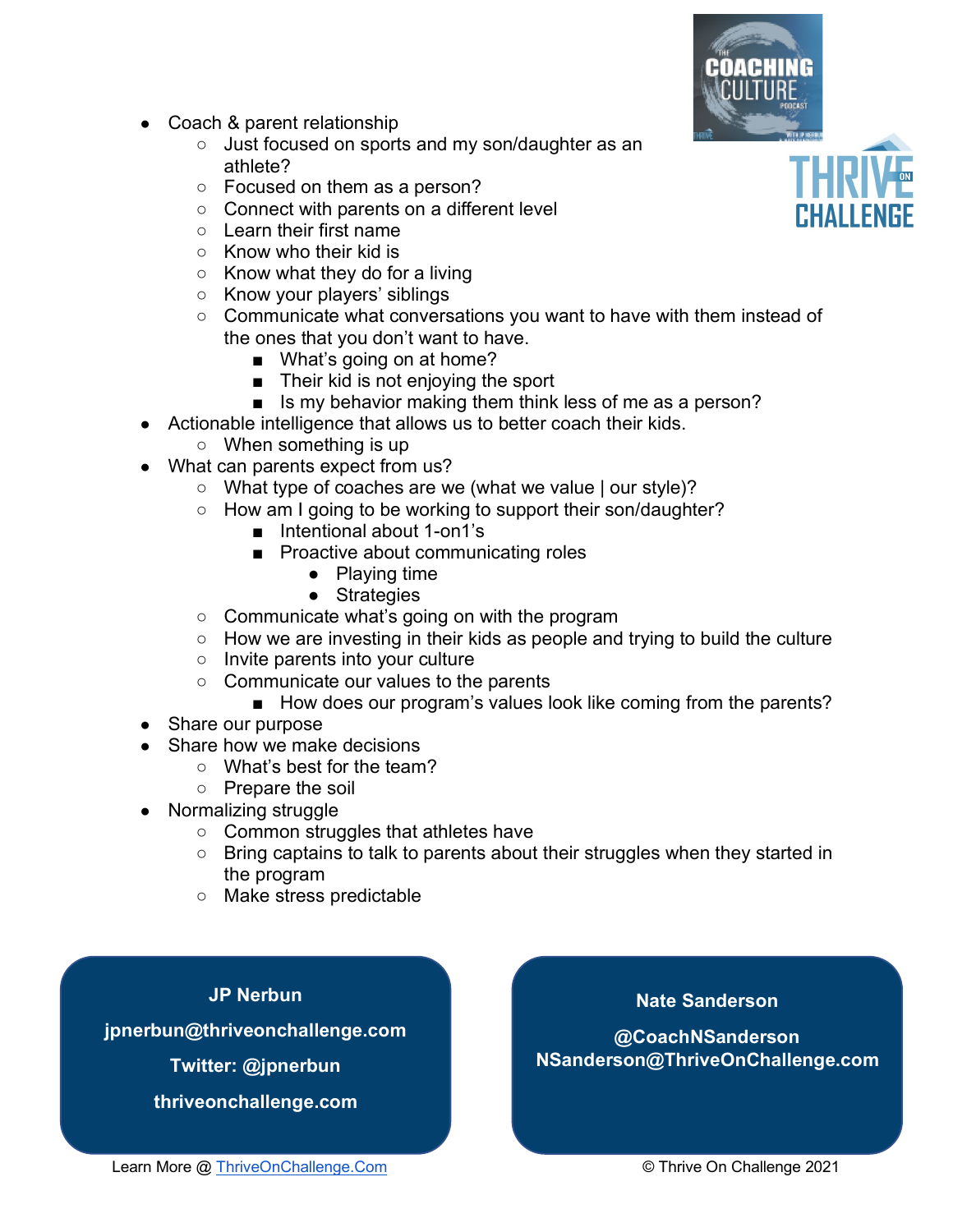- Coach & parent relationship
  - Just focused on sports and my son/daughter as an athlete?
  - Focused on them as a person?
  - Connect with parents on a different level
  - Learn their first name
  - Know who their kid is
  - Know what they do for a living
  - Know your players' siblings
  - Communicate what conversations you want to have with them instead of the ones that you don't want to have.
    - What's going on at home?
    - Their kid is not enjoying the sport
    - Is my behavior making them think less of me as a person?
- Actionable intelligence that allows us to better coach their kids.
  - When something is up
- What can parents expect from us?
  - What type of coaches are we (what we value | our style)?
  - How am I going to be working to support their son/daughter?
    - Intentional about 1-on1's
    - Proactive about communicating roles
      - Playing time
      - Strategies
  - Communicate what's going on with the program
  - How we are investing in their kids as people and trying to build the culture
  - Invite parents into your culture
  - Communicate our values to the parents
    - How does our program's values look like coming from the parents?
- Share our purpose
- Share how we make decisions
  - What's best for the team?
  - Prepare the soil
- Normalizing struggle
  - Common struggles that athletes have
  - Bring captains to talk to parents about their struggles when they started in the program
  - Make stress predictable

**JP Nerbun**

**jpnerbun@thriveonchallenge.com**

**Twitter: @jpnerbun**

**thriveonchallenge.com**

**Nate Sanderson**

**@CoachNSanderson**
**NSanderson@ThriveOnChallenge.com**

Learn More @ ThriveOnChallenge.Com

© Thrive On Challenge 2021